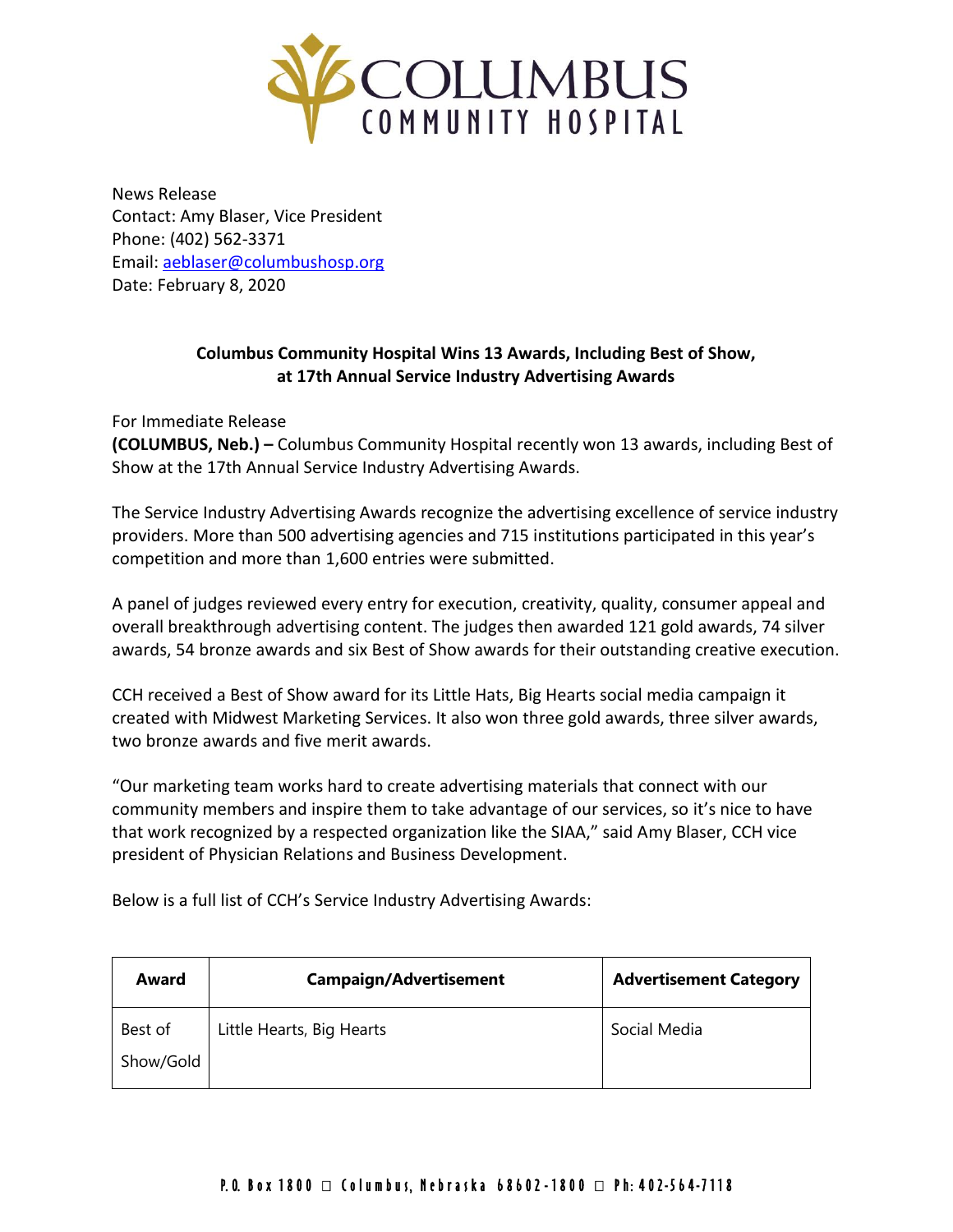# Columbus Community Hospital

News Release
Contact: Amy Blaser, Vice President
Phone: (402) 562-3371
Email: aeblaser@columbushosp.org
Date: February 8, 2020

## Columbus Community Hospital Wins 13 Awards, Including Best of Show, at 17th Annual Service Industry Advertising Awards

For Immediate Release
**(COLUMBUS, Neb.) –** Columbus Community Hospital recently won 13 awards, including Best of Show at the 17th Annual Service Industry Advertising Awards.

The Service Industry Advertising Awards recognize the advertising excellence of service industry providers. More than 500 advertising agencies and 715 institutions participated in this year's competition and more than 1,600 entries were submitted.

A panel of judges reviewed every entry for execution, creativity, quality, consumer appeal and overall breakthrough advertising content. The judges then awarded 121 gold awards, 74 silver awards, 54 bronze awards and six Best of Show awards for their outstanding creative execution.

CCH received a Best of Show award for its Little Hats, Big Hearts social media campaign it created with Midwest Marketing Services. It also won three gold awards, three silver awards, two bronze awards and five merit awards.

"Our marketing team works hard to create advertising materials that connect with our community members and inspire them to take advantage of our services, so it's nice to have that work recognized by a respected organization like the SIAA," said Amy Blaser, CCH vice president of Physician Relations and Business Development.

Below is a full list of CCH's Service Industry Advertising Awards:

| Award | Campaign/Advertisement | Advertisement Category |
|---|---|---|
| Best of Show/Gold | Little Hearts, Big Hearts | Social Media |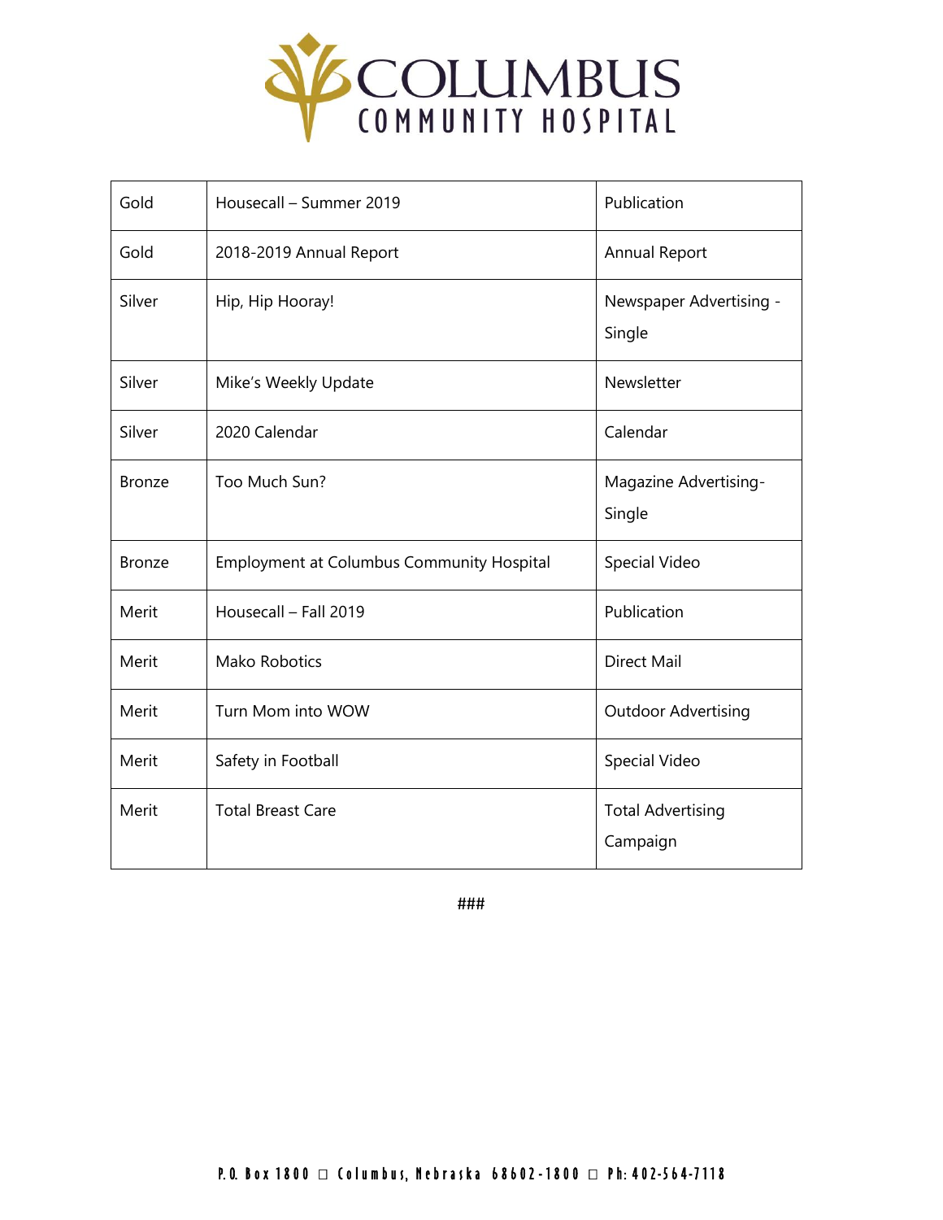| | | |
|---|---|---|
| Gold | Housecall – Summer 2019 | Publication |
| Gold | 2018-2019 Annual Report | Annual Report |
| Silver | Hip, Hip Hooray! | Newspaper Advertising - Single |
| Silver | Mike's Weekly Update | Newsletter |
| Silver | 2020 Calendar | Calendar |
| Bronze | Too Much Sun? | Magazine Advertising- Single |
| Bronze | Employment at Columbus Community Hospital | Special Video |
| Merit | Housecall – Fall 2019 | Publication |
| Merit | Mako Robotics | Direct Mail |
| Merit | Turn Mom into WOW | Outdoor Advertising |
| Merit | Safety in Football | Special Video |
| Merit | Total Breast Care | Total Advertising Campaign |

###